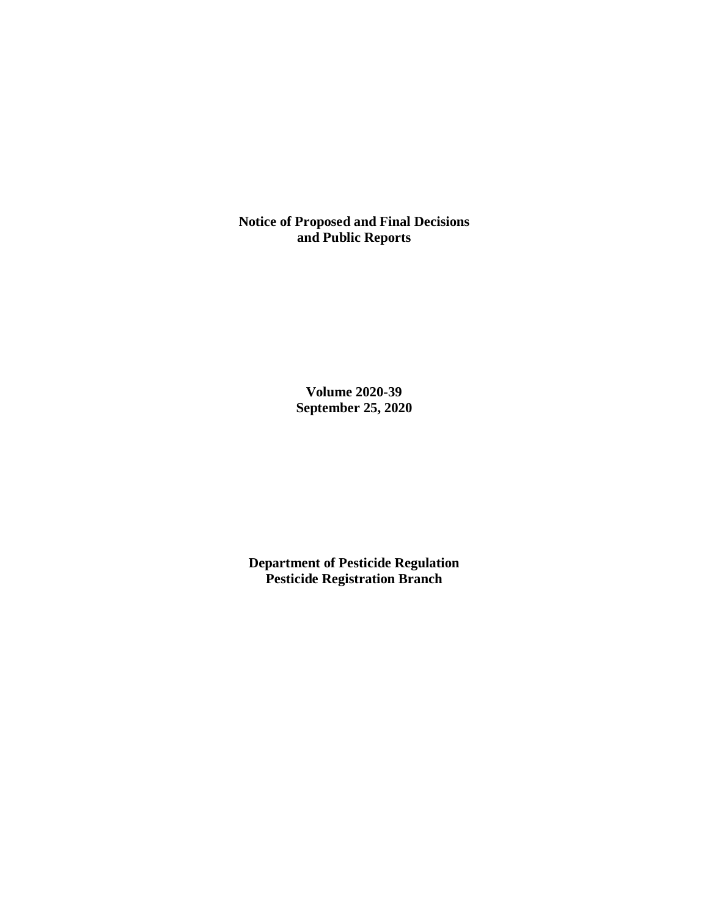**Notice of Proposed and Final Decisions and Public Reports**

**Volume 2020-39**
**September 25, 2020**

**Department of Pesticide Regulation**
**Pesticide Registration Branch**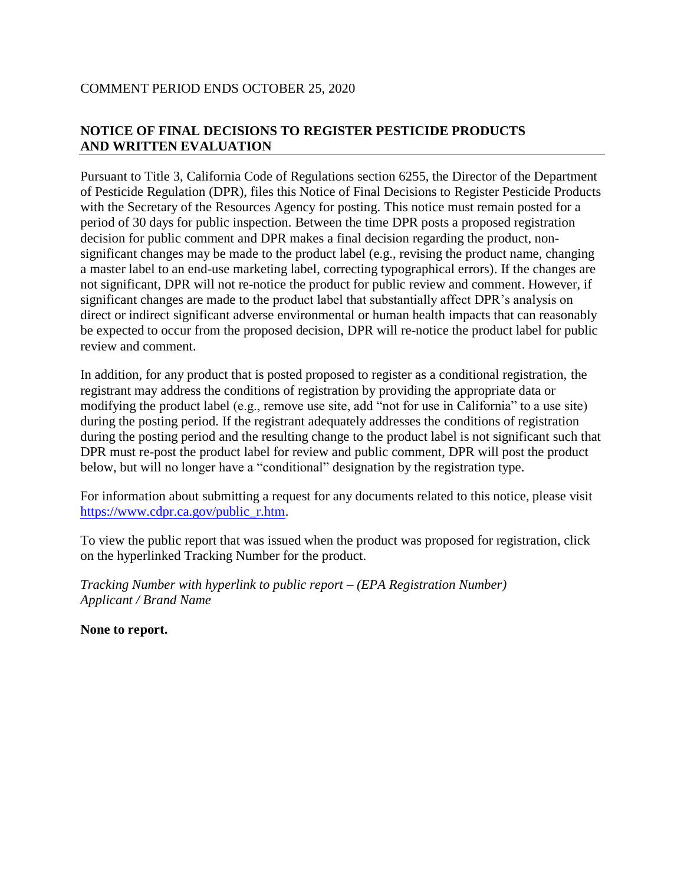COMMENT PERIOD ENDS OCTOBER 25, 2020

## NOTICE OF FINAL DECISIONS TO REGISTER PESTICIDE PRODUCTS AND WRITTEN EVALUATION

Pursuant to Title 3, California Code of Regulations section 6255, the Director of the Department of Pesticide Regulation (DPR), files this Notice of Final Decisions to Register Pesticide Products with the Secretary of the Resources Agency for posting. This notice must remain posted for a period of 30 days for public inspection. Between the time DPR posts a proposed registration decision for public comment and DPR makes a final decision regarding the product, non-significant changes may be made to the product label (e.g., revising the product name, changing a master label to an end-use marketing label, correcting typographical errors). If the changes are not significant, DPR will not re-notice the product for public review and comment. However, if significant changes are made to the product label that substantially affect DPR's analysis on direct or indirect significant adverse environmental or human health impacts that can reasonably be expected to occur from the proposed decision, DPR will re-notice the product label for public review and comment.

In addition, for any product that is posted proposed to register as a conditional registration, the registrant may address the conditions of registration by providing the appropriate data or modifying the product label (e.g., remove use site, add "not for use in California" to a use site) during the posting period. If the registrant adequately addresses the conditions of registration during the posting period and the resulting change to the product label is not significant such that DPR must re-post the product label for review and public comment, DPR will post the product below, but will no longer have a "conditional" designation by the registration type.

For information about submitting a request for any documents related to this notice, please visit https://www.cdpr.ca.gov/public_r.htm.

To view the public report that was issued when the product was proposed for registration, click on the hyperlinked Tracking Number for the product.

*Tracking Number with hyperlink to public report – (EPA Registration Number)*
*Applicant / Brand Name*

**None to report.**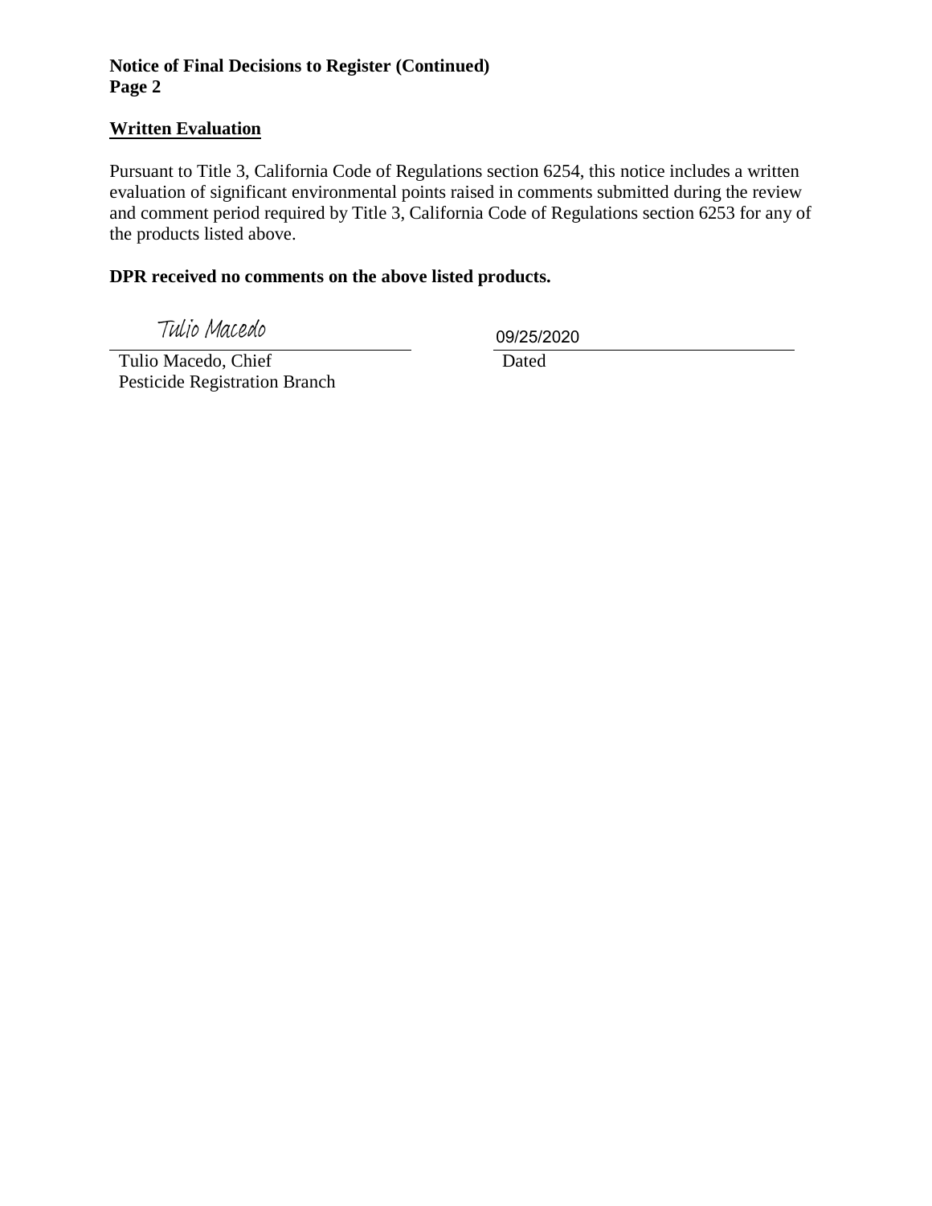**Notice of Final Decisions to Register (Continued)**
**Page 2**

## Written Evaluation

Pursuant to Title 3, California Code of Regulations section 6254, this notice includes a written evaluation of significant environmental points raised in comments submitted during the review and comment period required by Title 3, California Code of Regulations section 6253 for any of the products listed above.

**DPR received no comments on the above listed products.**

Tulio Macedo

Tulio Macedo, Chief
Pesticide Registration Branch

09/25/2020

Dated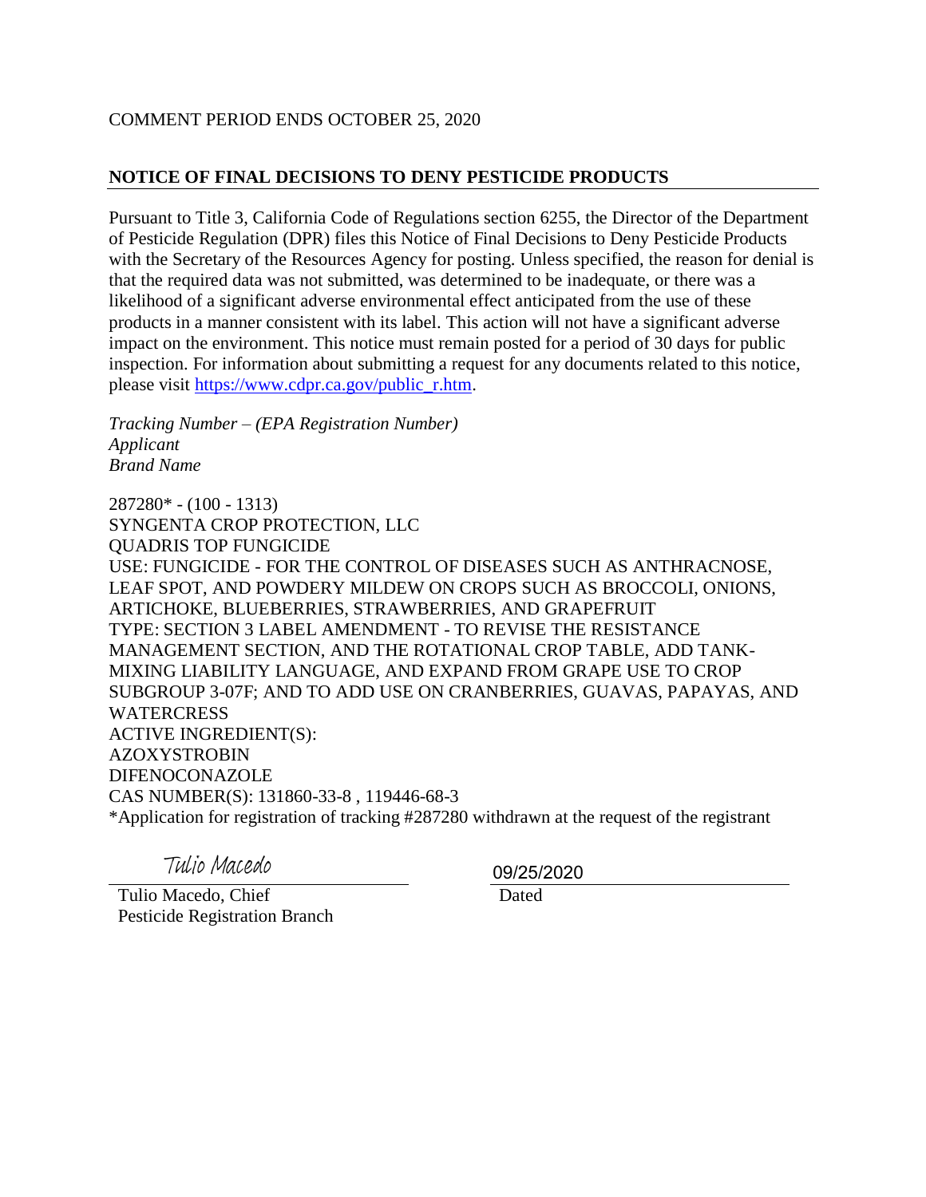COMMENT PERIOD ENDS OCTOBER 25, 2020

## NOTICE OF FINAL DECISIONS TO DENY PESTICIDE PRODUCTS

Pursuant to Title 3, California Code of Regulations section 6255, the Director of the Department of Pesticide Regulation (DPR) files this Notice of Final Decisions to Deny Pesticide Products with the Secretary of the Resources Agency for posting. Unless specified, the reason for denial is that the required data was not submitted, was determined to be inadequate, or there was a likelihood of a significant adverse environmental effect anticipated from the use of these products in a manner consistent with its label. This action will not have a significant adverse impact on the environment. This notice must remain posted for a period of 30 days for public inspection. For information about submitting a request for any documents related to this notice, please visit [https://www.cdpr.ca.gov/public_r.htm](https://www.cdpr.ca.gov/public_r.htm).

*Tracking Number – (EPA Registration Number)*
*Applicant*
*Brand Name*

287280* - (100 - 1313)
SYNGENTA CROP PROTECTION, LLC
QUADRIS TOP FUNGICIDE
USE: FUNGICIDE - FOR THE CONTROL OF DISEASES SUCH AS ANTHRACNOSE, LEAF SPOT, AND POWDERY MILDEW ON CROPS SUCH AS BROCCOLI, ONIONS, ARTICHOKE, BLUEBERRIES, STRAWBERRIES, AND GRAPEFRUIT
TYPE: SECTION 3 LABEL AMENDMENT - TO REVISE THE RESISTANCE MANAGEMENT SECTION, AND THE ROTATIONAL CROP TABLE, ADD TANK-MIXING LIABILITY LANGUAGE, AND EXPAND FROM GRAPE USE TO CROP SUBGROUP 3-07F; AND TO ADD USE ON CRANBERRIES, GUAVAS, PAPAYAS, AND WATERCRESS
ACTIVE INGREDIENT(S):
AZOXYSTROBIN
DIFENOCONAZOLE
CAS NUMBER(S): 131860-33-8 , 119446-68-3
*Application for registration of tracking #287280 withdrawn at the request of the registrant

Tulio Macedo
Tulio Macedo, Chief
Pesticide Registration Branch

09/25/2020
Dated